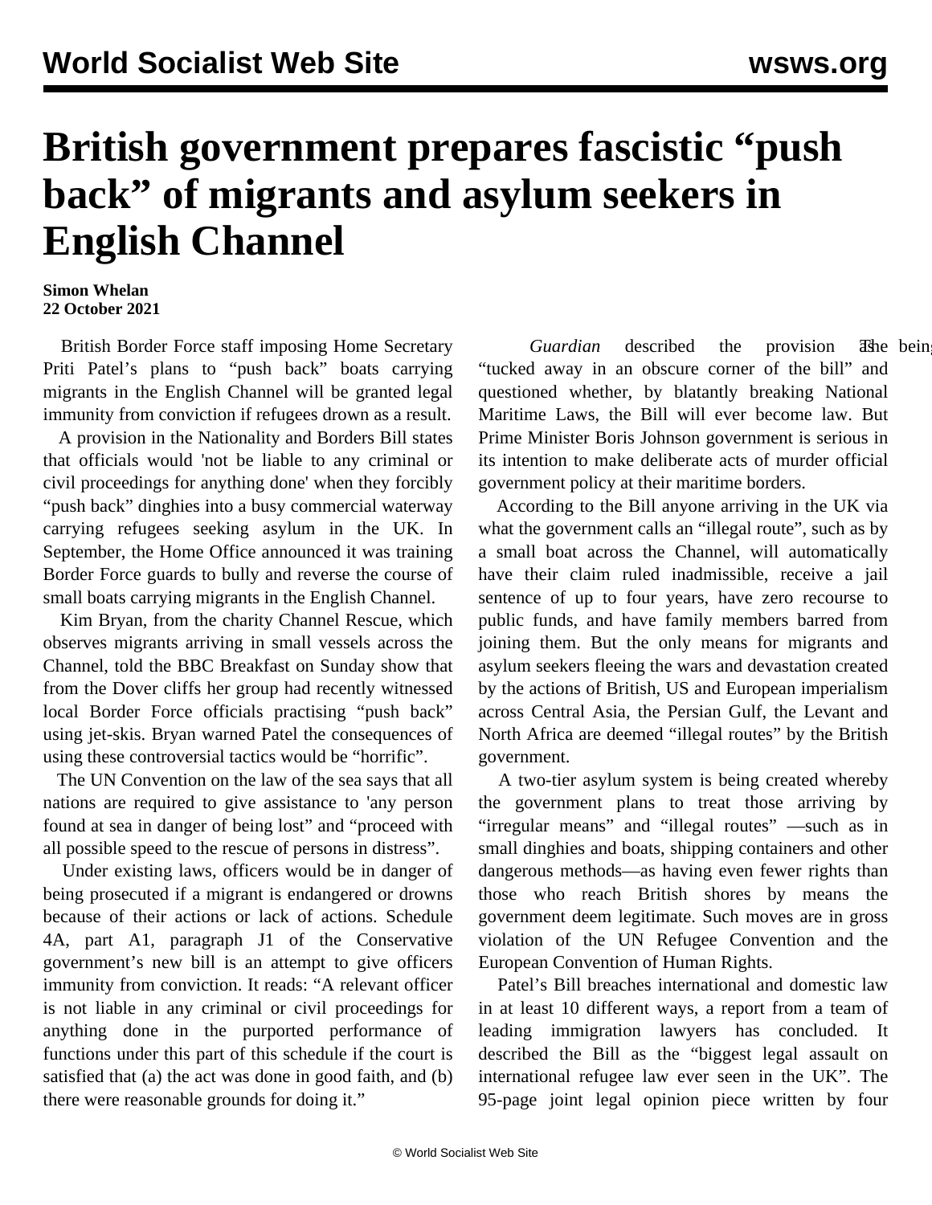# British government prepares fascistic “push back” of migrants and asylum seekers in English Channel

**Simon Whelan**
**22 October 2021**

British Border Force staff imposing Home Secretary Priti Patel’s plans to “push back” boats carrying migrants in the English Channel will be granted legal immunity from conviction if refugees drown as a result.

A provision in the Nationality and Borders Bill states that officials would 'not be liable to any criminal or civil proceedings for anything done' when they forcibly “push back” dinghies into a busy commercial waterway carrying refugees seeking asylum in the UK. In September, the Home Office announced it was training Border Force guards to bully and reverse the course of small boats carrying migrants in the English Channel.

Kim Bryan, from the charity Channel Rescue, which observes migrants arriving in small vessels across the Channel, told the BBC Breakfast on Sunday show that from the Dover cliffs her group had recently witnessed local Border Force officials practising “push back” using jet-skis. Bryan warned Patel the consequences of using these controversial tactics would be “horrific”.

The UN Convention on the law of the sea says that all nations are required to give assistance to 'any person found at sea in danger of being lost” and “proceed with all possible speed to the rescue of persons in distress”.

Under existing laws, officers would be in danger of being prosecuted if a migrant is endangered or drowns because of their actions or lack of actions. Schedule 4A, part A1, paragraph J1 of the Conservative government’s new bill is an attempt to give officers immunity from conviction. It reads: “A relevant officer is not liable in any criminal or civil proceedings for anything done in the purported performance of functions under this part of this schedule if the court is satisfied that (a) the act was done in good faith, and (b) there were reasonable grounds for doing it.”

The *Guardian* described the provision as being “tucked away in an obscure corner of the bill” and questioned whether, by blatantly breaking National Maritime Laws, the Bill will ever become law. But Prime Minister Boris Johnson government is serious in its intention to make deliberate acts of murder official government policy at their maritime borders.

According to the Bill anyone arriving in the UK via what the government calls an “illegal route”, such as by a small boat across the Channel, will automatically have their claim ruled inadmissible, receive a jail sentence of up to four years, have zero recourse to public funds, and have family members barred from joining them. But the only means for migrants and asylum seekers fleeing the wars and devastation created by the actions of British, US and European imperialism across Central Asia, the Persian Gulf, the Levant and North Africa are deemed “illegal routes” by the British government.

A two-tier asylum system is being created whereby the government plans to treat those arriving by “irregular means” and “illegal routes” —such as in small dinghies and boats, shipping containers and other dangerous methods—as having even fewer rights than those who reach British shores by means the government deem legitimate. Such moves are in gross violation of the UN Refugee Convention and the European Convention of Human Rights.

Patel’s Bill breaches international and domestic law in at least 10 different ways, a report from a team of leading immigration lawyers has concluded. It described the Bill as the “biggest legal assault on international refugee law ever seen in the UK”. The 95-page joint legal opinion piece written by four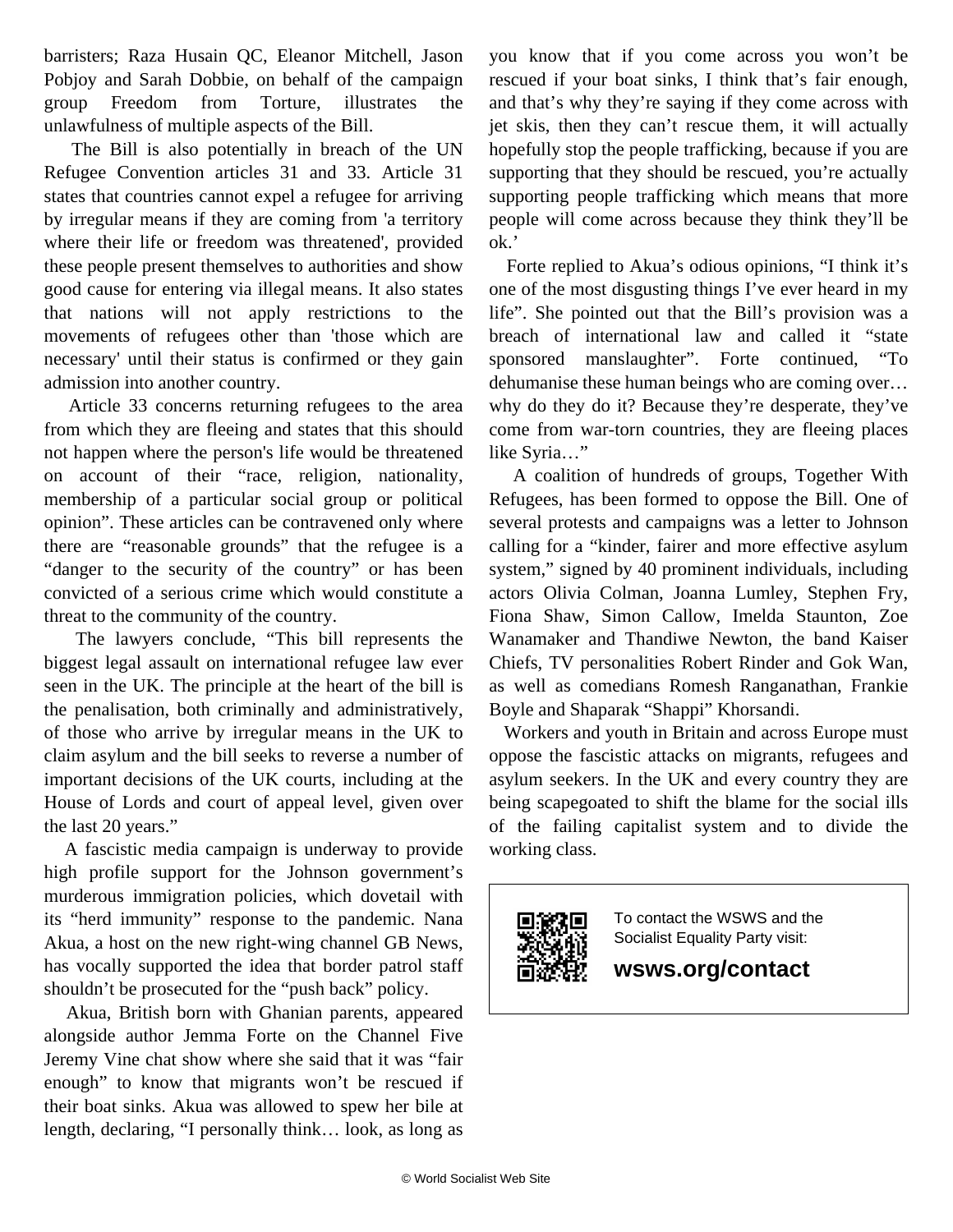barristers; Raza Husain QC, Eleanor Mitchell, Jason Pobjoy and Sarah Dobbie, on behalf of the campaign group Freedom from Torture, illustrates the unlawfulness of multiple aspects of the Bill.

The Bill is also potentially in breach of the UN Refugee Convention articles 31 and 33. Article 31 states that countries cannot expel a refugee for arriving by irregular means if they are coming from 'a territory where their life or freedom was threatened', provided these people present themselves to authorities and show good cause for entering via illegal means. It also states that nations will not apply restrictions to the movements of refugees other than 'those which are necessary' until their status is confirmed or they gain admission into another country.

Article 33 concerns returning refugees to the area from which they are fleeing and states that this should not happen where the person's life would be threatened on account of their "race, religion, nationality, membership of a particular social group or political opinion". These articles can be contravened only where there are "reasonable grounds" that the refugee is a "danger to the security of the country" or has been convicted of a serious crime which would constitute a threat to the community of the country.

The lawyers conclude, "This bill represents the biggest legal assault on international refugee law ever seen in the UK. The principle at the heart of the bill is the penalisation, both criminally and administratively, of those who arrive by irregular means in the UK to claim asylum and the bill seeks to reverse a number of important decisions of the UK courts, including at the House of Lords and court of appeal level, given over the last 20 years."

A fascistic media campaign is underway to provide high profile support for the Johnson government's murderous immigration policies, which dovetail with its "herd immunity" response to the pandemic. Nana Akua, a host on the new right-wing channel GB News, has vocally supported the idea that border patrol staff shouldn't be prosecuted for the "push back" policy.

Akua, British born with Ghanian parents, appeared alongside author Jemma Forte on the Channel Five Jeremy Vine chat show where she said that it was "fair enough" to know that migrants won't be rescued if their boat sinks. Akua was allowed to spew her bile at length, declaring, "I personally think… look, as long as you know that if you come across you won't be rescued if your boat sinks, I think that's fair enough, and that's why they're saying if they come across with jet skis, then they can't rescue them, it will actually hopefully stop the people trafficking, because if you are supporting that they should be rescued, you're actually supporting people trafficking which means that more people will come across because they think they'll be ok.'

Forte replied to Akua's odious opinions, "I think it's one of the most disgusting things I've ever heard in my life". She pointed out that the Bill's provision was a breach of international law and called it "state sponsored manslaughter". Forte continued, "To dehumanise these human beings who are coming over… why do they do it? Because they're desperate, they've come from war-torn countries, they are fleeing places like Syria…"

A coalition of hundreds of groups, Together With Refugees, has been formed to oppose the Bill. One of several protests and campaigns was a letter to Johnson calling for a "kinder, fairer and more effective asylum system," signed by 40 prominent individuals, including actors Olivia Colman, Joanna Lumley, Stephen Fry, Fiona Shaw, Simon Callow, Imelda Staunton, Zoe Wanamaker and Thandiwe Newton, the band Kaiser Chiefs, TV personalities Robert Rinder and Gok Wan, as well as comedians Romesh Ranganathan, Frankie Boyle and Shaparak "Shappi" Khorsandi.

Workers and youth in Britain and across Europe must oppose the fascistic attacks on migrants, refugees and asylum seekers. In the UK and every country they are being scapegoated to shift the blame for the social ills of the failing capitalist system and to divide the working class.

To contact the WSWS and the Socialist Equality Party visit:

**wsws.org/contact**